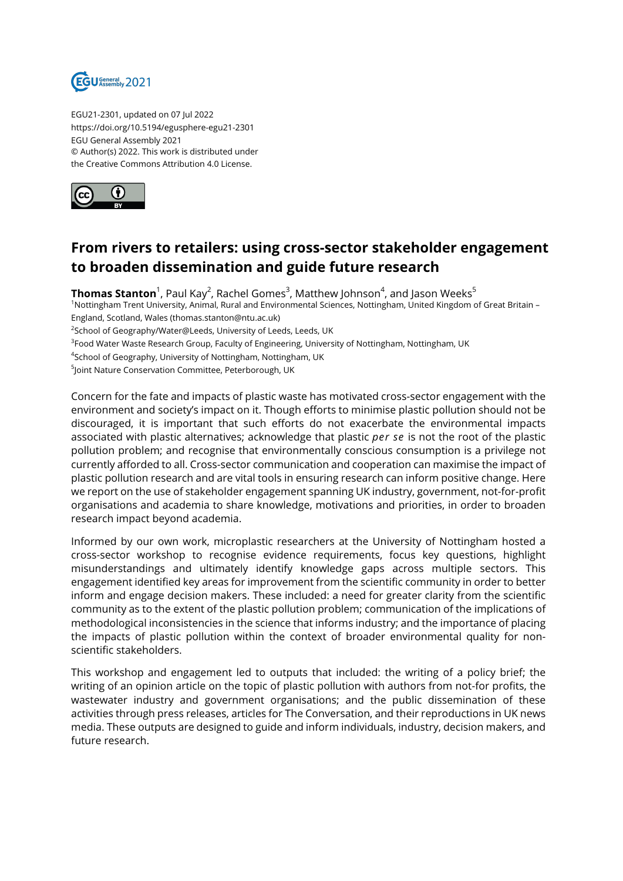EGU21-2301, updated on 07 Jul 2022
https://doi.org/10.5194/egusphere-egu21-2301
EGU General Assembly 2021
© Author(s) 2022. This work is distributed under
the Creative Commons Attribution 4.0 License.

# From rivers to retailers: using cross-sector stakeholder engagement to broaden dissemination and guide future research

**Thomas Stanton**[1], Paul Kay[2], Rachel Gomes[3], Matthew Johnson[4], and Jason Weeks[5]

[1]Nottingham Trent University, Animal, Rural and Environmental Sciences, Nottingham, United Kingdom of Great Britain – England, Scotland, Wales (thomas.stanton@ntu.ac.uk)
[2]School of Geography/Water@Leeds, University of Leeds, Leeds, UK
[3]Food Water Waste Research Group, Faculty of Engineering, University of Nottingham, Nottingham, UK
[4]School of Geography, University of Nottingham, Nottingham, UK
[5]Joint Nature Conservation Committee, Peterborough, UK

Concern for the fate and impacts of plastic waste has motivated cross-sector engagement with the environment and society's impact on it. Though efforts to minimise plastic pollution should not be discouraged, it is important that such efforts do not exacerbate the environmental impacts associated with plastic alternatives; acknowledge that plastic *per se* is not the root of the plastic pollution problem; and recognise that environmentally conscious consumption is a privilege not currently afforded to all. Cross-sector communication and cooperation can maximise the impact of plastic pollution research and are vital tools in ensuring research can inform positive change. Here we report on the use of stakeholder engagement spanning UK industry, government, not-for-profit organisations and academia to share knowledge, motivations and priorities, in order to broaden research impact beyond academia.

Informed by our own work, microplastic researchers at the University of Nottingham hosted a cross-sector workshop to recognise evidence requirements, focus key questions, highlight misunderstandings and ultimately identify knowledge gaps across multiple sectors. This engagement identified key areas for improvement from the scientific community in order to better inform and engage decision makers. These included: a need for greater clarity from the scientific community as to the extent of the plastic pollution problem; communication of the implications of methodological inconsistencies in the science that informs industry; and the importance of placing the impacts of plastic pollution within the context of broader environmental quality for non-scientific stakeholders.

This workshop and engagement led to outputs that included: the writing of a policy brief; the writing of an opinion article on the topic of plastic pollution with authors from not-for profits, the wastewater industry and government organisations; and the public dissemination of these activities through press releases, articles for The Conversation, and their reproductions in UK news media. These outputs are designed to guide and inform individuals, industry, decision makers, and future research.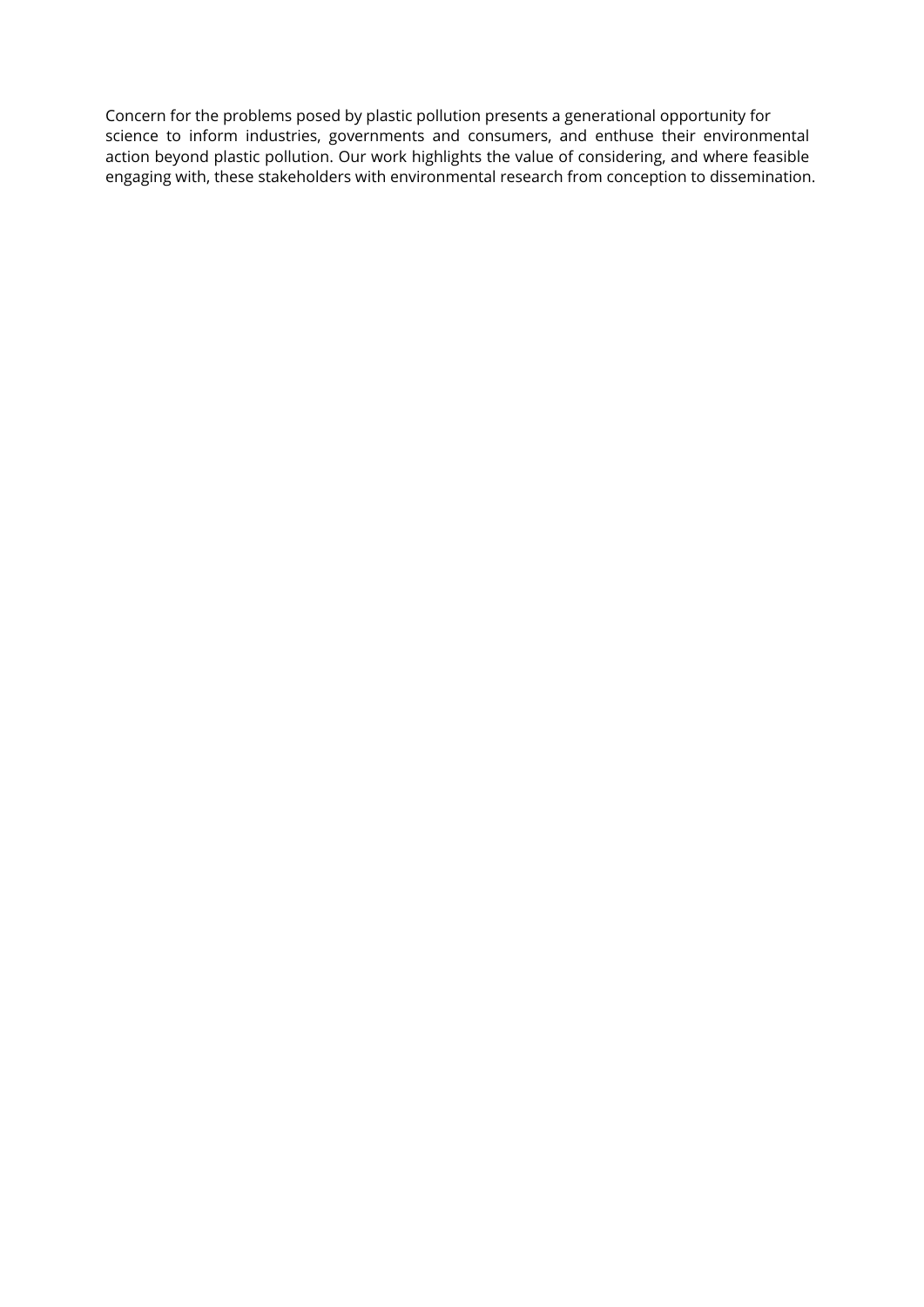Concern for the problems posed by plastic pollution presents a generational opportunity for science to inform industries, governments and consumers, and enthuse their environmental action beyond plastic pollution. Our work highlights the value of considering, and where feasible engaging with, these stakeholders with environmental research from conception to dissemination.